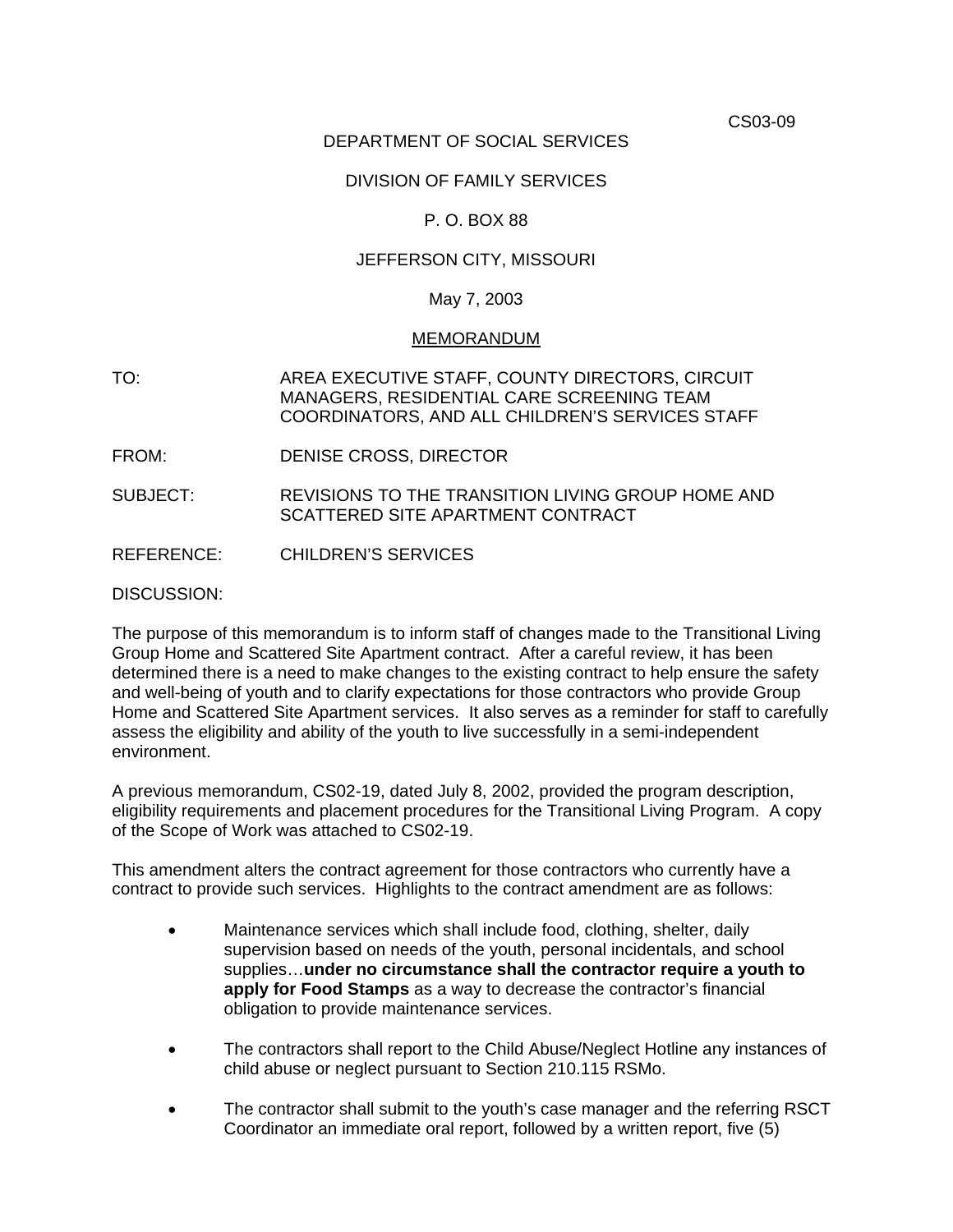CS03-09

DEPARTMENT OF SOCIAL SERVICES

DIVISION OF FAMILY SERVICES

P. O. BOX 88

JEFFERSON CITY, MISSOURI

May 7, 2003

MEMORANDUM

TO: AREA EXECUTIVE STAFF, COUNTY DIRECTORS, CIRCUIT MANAGERS, RESIDENTIAL CARE SCREENING TEAM COORDINATORS, AND ALL CHILDREN'S SERVICES STAFF

FROM: DENISE CROSS, DIRECTOR

SUBJECT: REVISIONS TO THE TRANSITION LIVING GROUP HOME AND SCATTERED SITE APARTMENT CONTRACT

REFERENCE: CHILDREN'S SERVICES

DISCUSSION:

The purpose of this memorandum is to inform staff of changes made to the Transitional Living Group Home and Scattered Site Apartment contract. After a careful review, it has been determined there is a need to make changes to the existing contract to help ensure the safety and well-being of youth and to clarify expectations for those contractors who provide Group Home and Scattered Site Apartment services. It also serves as a reminder for staff to carefully assess the eligibility and ability of the youth to live successfully in a semi-independent environment.

A previous memorandum, CS02-19, dated July 8, 2002, provided the program description, eligibility requirements and placement procedures for the Transitional Living Program. A copy of the Scope of Work was attached to CS02-19.

This amendment alters the contract agreement for those contractors who currently have a contract to provide such services. Highlights to the contract amendment are as follows:

- Maintenance services which shall include food, clothing, shelter, daily supervision based on needs of the youth, personal incidentals, and school supplies…**under no circumstance shall the contractor require a youth to apply for Food Stamps** as a way to decrease the contractor's financial obligation to provide maintenance services.

- The contractors shall report to the Child Abuse/Neglect Hotline any instances of child abuse or neglect pursuant to Section 210.115 RSMo.

- The contractor shall submit to the youth's case manager and the referring RSCT Coordinator an immediate oral report, followed by a written report, five (5)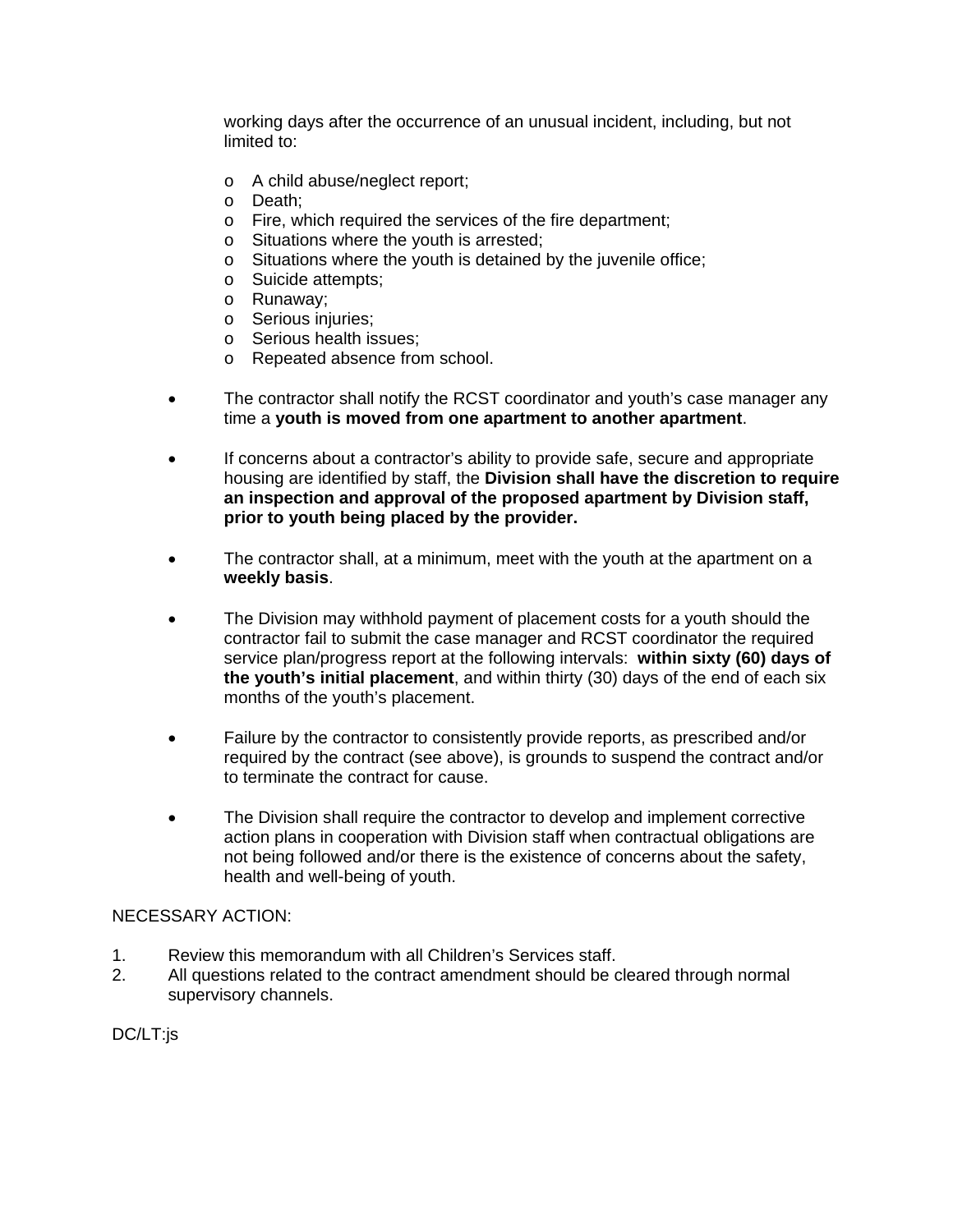working days after the occurrence of an unusual incident, including, but not limited to:

- A child abuse/neglect report;
- Death;
- Fire, which required the services of the fire department;
- Situations where the youth is arrested;
- Situations where the youth is detained by the juvenile office;
- Suicide attempts;
- Runaway;
- Serious injuries;
- Serious health issues;
- Repeated absence from school.

- The contractor shall notify the RCST coordinator and youth's case manager any time a **youth is moved from one apartment to another apartment**.

- If concerns about a contractor's ability to provide safe, secure and appropriate housing are identified by staff, the **Division shall have the discretion to require an inspection and approval of the proposed apartment by Division staff, prior to youth being placed by the provider.**

- The contractor shall, at a minimum, meet with the youth at the apartment on a **weekly basis**.

- The Division may withhold payment of placement costs for a youth should the contractor fail to submit the case manager and RCST coordinator the required service plan/progress report at the following intervals: **within sixty (60) days of the youth's initial placement**, and within thirty (30) days of the end of each six months of the youth's placement.

- Failure by the contractor to consistently provide reports, as prescribed and/or required by the contract (see above), is grounds to suspend the contract and/or to terminate the contract for cause.

- The Division shall require the contractor to develop and implement corrective action plans in cooperation with Division staff when contractual obligations are not being followed and/or there is the existence of concerns about the safety, health and well-being of youth.

NECESSARY ACTION:

1. Review this memorandum with all Children's Services staff.
2. All questions related to the contract amendment should be cleared through normal supervisory channels.

DC/LT:js